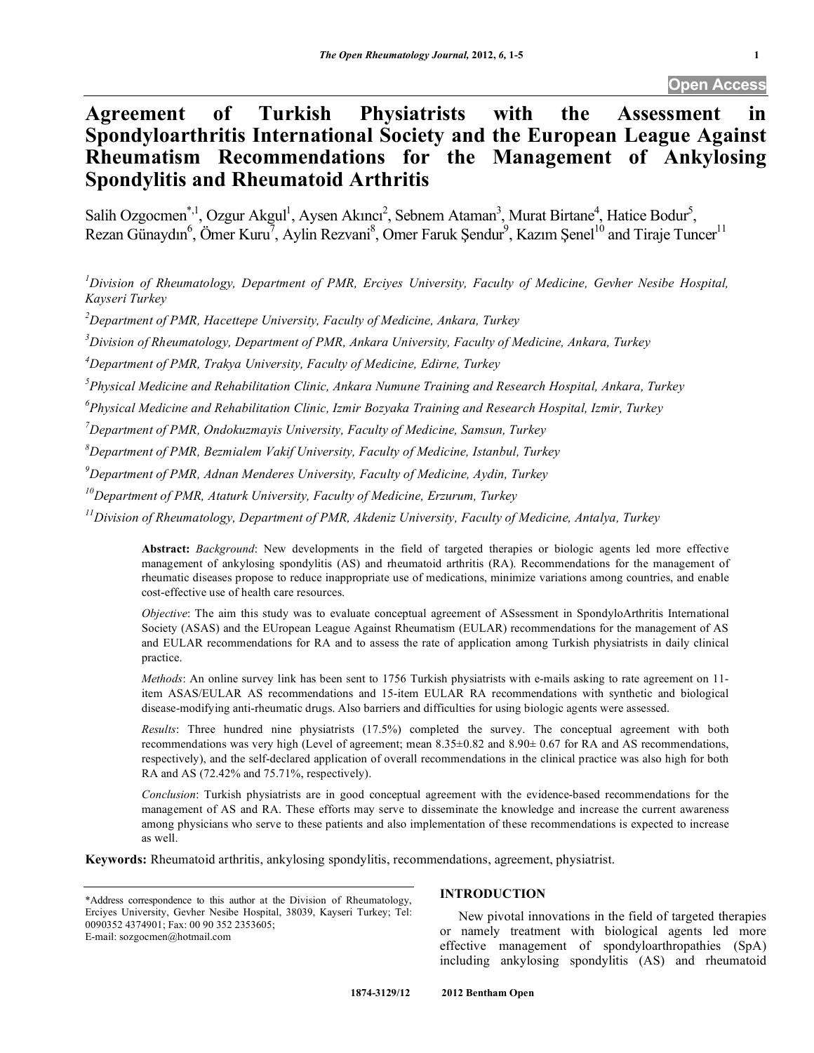Open Access

# Agreement of Turkish Physiatrists with the Assessment in Spondyloarthritis International Society and the European League Against Rheumatism Recommendations for the Management of Ankylosing Spondylitis and Rheumatoid Arthritis

Salih Ozgocmen[*,1], Ozgur Akgul[1], Aysen Akıncı[2], Sebnem Ataman[3], Murat Birtane[4], Hatice Bodur[5], Rezan Günaydın[6], Ömer Kuru[7], Aylin Rezvani[8], Omer Faruk Şendur[9], Kazım Şenel[10] and Tiraje Tuncer[11]

[1]*Division of Rheumatology, Department of PMR, Erciyes University, Faculty of Medicine, Gevher Nesibe Hospital, Kayseri Turkey*

[2]*Department of PMR, Hacettepe University, Faculty of Medicine, Ankara, Turkey*

[3]*Division of Rheumatology, Department of PMR, Ankara University, Faculty of Medicine, Ankara, Turkey*

[4]*Department of PMR, Trakya University, Faculty of Medicine, Edirne, Turkey*

[5]*Physical Medicine and Rehabilitation Clinic, Ankara Numune Training and Research Hospital, Ankara, Turkey*

[6]*Physical Medicine and Rehabilitation Clinic, Izmir Bozyaka Training and Research Hospital, Izmir, Turkey*

[7]*Department of PMR, Ondokuzmayis University, Faculty of Medicine, Samsun, Turkey*

[8]*Department of PMR, Bezmialem Vakif University, Faculty of Medicine, Istanbul, Turkey*

[9]*Department of PMR, Adnan Menderes University, Faculty of Medicine, Aydin, Turkey*

[10]*Department of PMR, Ataturk University, Faculty of Medicine, Erzurum, Turkey*

[11]*Division of Rheumatology, Department of PMR, Akdeniz University, Faculty of Medicine, Antalya, Turkey*

**Abstract:** *Background*: New developments in the field of targeted therapies or biologic agents led more effective management of ankylosing spondylitis (AS) and rheumatoid arthritis (RA). Recommendations for the management of rheumatic diseases propose to reduce inappropriate use of medications, minimize variations among countries, and enable cost-effective use of health care resources.

*Objective*: The aim this study was to evaluate conceptual agreement of ASsessment in SpondyloArthritis International Society (ASAS) and the EUropean League Against Rheumatism (EULAR) recommendations for the management of AS and EULAR recommendations for RA and to assess the rate of application among Turkish physiatrists in daily clinical practice.

*Methods*: An online survey link has been sent to 1756 Turkish physiatrists with e-mails asking to rate agreement on 11-item ASAS/EULAR AS recommendations and 15-item EULAR RA recommendations with synthetic and biological disease-modifying anti-rheumatic drugs. Also barriers and difficulties for using biologic agents were assessed.

*Results*: Three hundred nine physiatrists (17.5%) completed the survey. The conceptual agreement with both recommendations was very high (Level of agreement; mean 8.35±0.82 and 8.90± 0.67 for RA and AS recommendations, respectively), and the self-declared application of overall recommendations in the clinical practice was also high for both RA and AS (72.42% and 75.71%, respectively).

*Conclusion*: Turkish physiatrists are in good conceptual agreement with the evidence-based recommendations for the management of AS and RA. These efforts may serve to disseminate the knowledge and increase the current awareness among physicians who serve to these patients and also implementation of these recommendations is expected to increase as well.

**Keywords:** Rheumatoid arthritis, ankylosing spondylitis, recommendations, agreement, physiatrist.

*Address correspondence to this author at the Division of Rheumatology, Erciyes University, Gevher Nesibe Hospital, 38039, Kayseri Turkey; Tel: 0090352 4374901; Fax: 00 90 352 2353605;
E-mail: sozgocmen@hotmail.com

## INTRODUCTION

New pivotal innovations in the field of targeted therapies or namely treatment with biological agents led more effective management of spondyloarthropathies (SpA) including ankylosing spondylitis (AS) and rheumatoid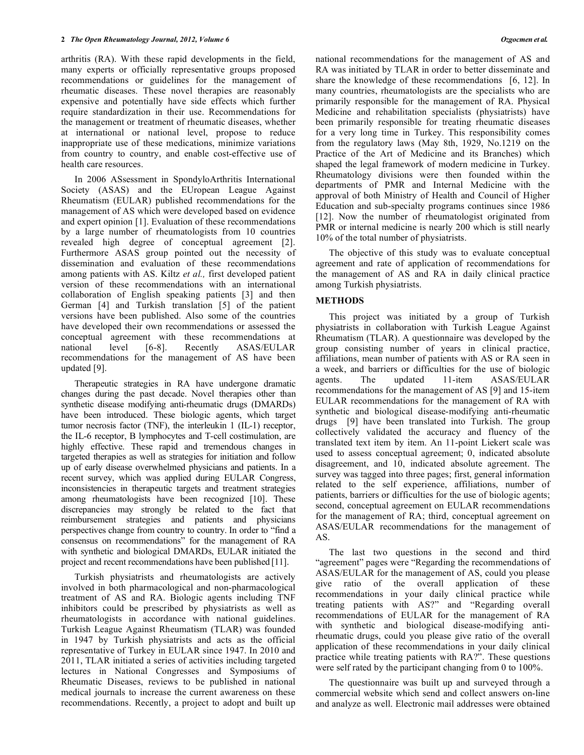arthritis (RA). With these rapid developments in the field, many experts or officially representative groups proposed recommendations or guidelines for the management of rheumatic diseases. These novel therapies are reasonably expensive and potentially have side effects which further require standardization in their use. Recommendations for the management or treatment of rheumatic diseases, whether at international or national level, propose to reduce inappropriate use of these medications, minimize variations from country to country, and enable cost-effective use of health care resources.

In 2006 ASsessment in SpondyloArthritis International Society (ASAS) and the EUropean League Against Rheumatism (EULAR) published recommendations for the management of AS which were developed based on evidence and expert opinion [1]. Evaluation of these recommendations by a large number of rheumatologists from 10 countries revealed high degree of conceptual agreement [2]. Furthermore ASAS group pointed out the necessity of dissemination and evaluation of these recommendations among patients with AS. Kiltz *et al.,* first developed patient version of these recommendations with an international collaboration of English speaking patients [3] and then German [4] and Turkish translation [5] of the patient versions have been published. Also some of the countries have developed their own recommendations or assessed the conceptual agreement with these recommendations at national level [6-8]. Recently ASAS/EULAR recommendations for the management of AS have been updated [9].

Therapeutic strategies in RA have undergone dramatic changes during the past decade. Novel therapies other than synthetic disease modifying anti-rheumatic drugs (DMARDs) have been introduced. These biologic agents, which target tumor necrosis factor (TNF), the interleukin 1 (IL-1) receptor, the IL-6 receptor, B lymphocytes and T-cell costimulation, are highly effective. These rapid and tremendous changes in targeted therapies as well as strategies for initiation and follow up of early disease overwhelmed physicians and patients. In a recent survey, which was applied during EULAR Congress, inconsistencies in therapeutic targets and treatment strategies among rheumatologists have been recognized [10]. These discrepancies may strongly be related to the fact that reimbursement strategies and patients and physicians perspectives change from country to country. In order to "find a consensus on recommendations" for the management of RA with synthetic and biological DMARDs, EULAR initiated the project and recent recommendations have been published [11].

Turkish physiatrists and rheumatologists are actively involved in both pharmacological and non-pharmacological treatment of AS and RA. Biologic agents including TNF inhibitors could be prescribed by physiatrists as well as rheumatologists in accordance with national guidelines. Turkish League Against Rheumatism (TLAR) was founded in 1947 by Turkish physiatrists and acts as the official representative of Turkey in EULAR since 1947. In 2010 and 2011, TLAR initiated a series of activities including targeted lectures in National Congresses and Symposiums of Rheumatic Diseases, reviews to be published in national medical journals to increase the current awareness on these recommendations. Recently, a project to adopt and built up national recommendations for the management of AS and RA was initiated by TLAR in order to better disseminate and share the knowledge of these recommendations [6, 12]. In many countries, rheumatologists are the specialists who are primarily responsible for the management of RA. Physical Medicine and rehabilitation specialists (physiatrists) have been primarily responsible for treating rheumatic diseases for a very long time in Turkey. This responsibility comes from the regulatory laws (May 8th, 1929, No.1219 on the Practice of the Art of Medicine and its Branches) which shaped the legal framework of modern medicine in Turkey. Rheumatology divisions were then founded within the departments of PMR and Internal Medicine with the approval of both Ministry of Health and Council of Higher Education and sub-specialty programs continues since 1986 [12]. Now the number of rheumatologist originated from PMR or internal medicine is nearly 200 which is still nearly 10% of the total number of physiatrists.

The objective of this study was to evaluate conceptual agreement and rate of application of recommendations for the management of AS and RA in daily clinical practice among Turkish physiatrists.

## METHODS

This project was initiated by a group of Turkish physiatrists in collaboration with Turkish League Against Rheumatism (TLAR). A questionnaire was developed by the group consisting number of years in clinical practice, affiliations, mean number of patients with AS or RA seen in a week, and barriers or difficulties for the use of biologic agents. The updated 11-item ASAS/EULAR recommendations for the management of AS [9] and 15-item EULAR recommendations for the management of RA with synthetic and biological disease-modifying anti-rheumatic drugs [9] have been translated into Turkish. The group collectively validated the accuracy and fluency of the translated text item by item. An 11-point Liekert scale was used to assess conceptual agreement; 0, indicated absolute disagreement, and 10, indicated absolute agreement. The survey was tagged into three pages; first, general information related to the self experience, affiliations, number of patients, barriers or difficulties for the use of biologic agents; second, conceptual agreement on EULAR recommendations for the management of RA; third, conceptual agreement on ASAS/EULAR recommendations for the management of AS.

The last two questions in the second and third "agreement" pages were "Regarding the recommendations of ASAS/EULAR for the management of AS, could you please give ratio of the overall application of these recommendations in your daily clinical practice while treating patients with AS?" and "Regarding overall recommendations of EULAR for the management of RA with synthetic and biological disease-modifying anti-rheumatic drugs, could you please give ratio of the overall application of these recommendations in your daily clinical practice while treating patients with RA?". These questions were self rated by the participant changing from 0 to 100%.

The questionnaire was built up and surveyed through a commercial website which send and collect answers on-line and analyze as well. Electronic mail addresses were obtained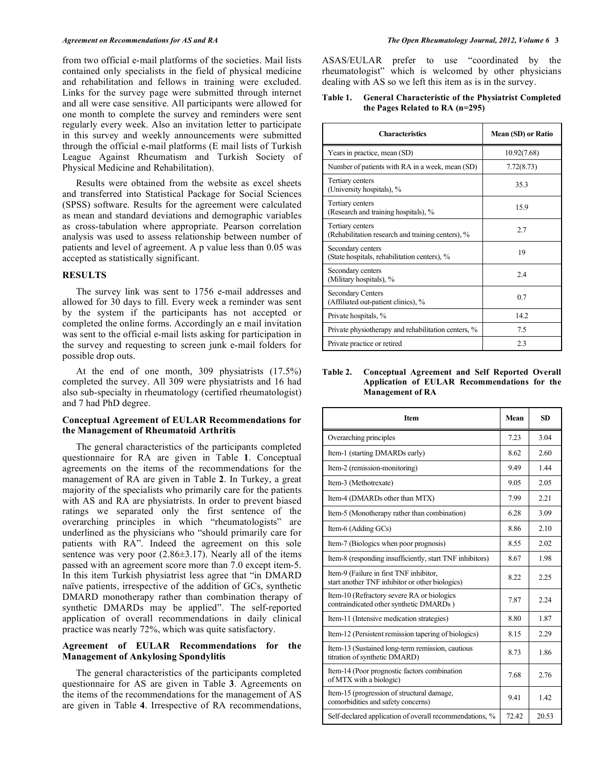from two official e-mail platforms of the societies. Mail lists contained only specialists in the field of physical medicine and rehabilitation and fellows in training were excluded. Links for the survey page were submitted through internet and all were case sensitive. All participants were allowed for one month to complete the survey and reminders were sent regularly every week. Also an invitation letter to participate in this survey and weekly announcements were submitted through the official e-mail platforms (E mail lists of Turkish League Against Rheumatism and Turkish Society of Physical Medicine and Rehabilitation).

Results were obtained from the website as excel sheets and transferred into Statistical Package for Social Sciences (SPSS) software. Results for the agreement were calculated as mean and standard deviations and demographic variables as cross-tabulation where appropriate. Pearson correlation analysis was used to assess relationship between number of patients and level of agreement. A p value less than 0.05 was accepted as statistically significant.

## RESULTS

The survey link was sent to 1756 e-mail addresses and allowed for 30 days to fill. Every week a reminder was sent by the system if the participants has not accepted or completed the online forms. Accordingly an e mail invitation was sent to the official e-mail lists asking for participation in the survey and requesting to screen junk e-mail folders for possible drop outs.

At the end of one month, 309 physiatrists (17.5%) completed the survey. All 309 were physiatrists and 16 had also sub-specialty in rheumatology (certified rheumatologist) and 7 had PhD degree.

### Conceptual Agreement of EULAR Recommendations for the Management of Rheumatoid Arthritis

The general characteristics of the participants completed questionnaire for RA are given in Table **1**. Conceptual agreements on the items of the recommendations for the management of RA are given in Table **2**. In Turkey, a great majority of the specialists who primarily care for the patients with AS and RA are physiatrists. In order to prevent biased ratings we separated only the first sentence of the overarching principles in which "rheumatologists" are underlined as the physicians who "should primarily care for patients with RA". Indeed the agreement on this sole sentence was very poor (2.86±3.17). Nearly all of the items passed with an agreement score more than 7.0 except item-5. In this item Turkish physiatrist less agree that "in DMARD naïve patients, irrespective of the addition of GCs, synthetic DMARD monotherapy rather than combination therapy of synthetic DMARDs may be applied". The self-reported application of overall recommendations in daily clinical practice was nearly 72%, which was quite satisfactory.

### Agreement of EULAR Recommendations for the Management of Ankylosing Spondylitis

The general characteristics of the participants completed questionnaire for AS are given in Table **3**. Agreements on the items of the recommendations for the management of AS are given in Table **4**. Irrespective of RA recommendations, ASAS/EULAR prefer to use "coordinated by the rheumatologist" which is welcomed by other physicians dealing with AS so we left this item as is in the survey.

**Table 1. General Characteristic of the Physiatrist Completed the Pages Related to RA (n=295)**

| Characteristics | Mean (SD) or Ratio |
|---|---|
| Years in practice, mean (SD) | 10.92(7.68) |
| Number of patients with RA in a week, mean (SD) | 7.72(8.73) |
| Tertiary centers (University hospitals), % | 35.3 |
| Tertiary centers (Research and training hospitals), % | 15.9 |
| Tertiary centers (Rehabilitation research and training centers), % | 2.7 |
| Secondary centers (State hospitals, rehabilitation centers), % | 19 |
| Secondary centers (Military hospitals), % | 2.4 |
| Secondary Centers (Affiliated out-patient clinics), % | 0.7 |
| Private hospitals, % | 14.2 |
| Private physiotherapy and rehabilitation centers, % | 7.5 |
| Private practice or retired | 2.3 |

**Table 2. Conceptual Agreement and Self Reported Overall Application of EULAR Recommendations for the Management of RA**

| Item | Mean | SD |
|---|---|---|
| Overarching principles | 7.23 | 3.04 |
| Item-1 (starting DMARDs early) | 8.62 | 2.60 |
| Item-2 (remission-monitoring) | 9.49 | 1.44 |
| Item-3 (Methotrexate) | 9.05 | 2.05 |
| Item-4 (DMARDs other than MTX) | 7.99 | 2.21 |
| Item-5 (Monotherapy rather than combination) | 6.28 | 3.09 |
| Item-6 (Adding GCs) | 8.86 | 2.10 |
| Item-7 (Biologics when poor prognosis) | 8.55 | 2.02 |
| Item-8 (responding insufficiently, start TNF inhibitors) | 8.67 | 1.98 |
| Item-9 (Failure in first TNF inhibitor, start another TNF inhibitor or other biologics) | 8.22 | 2.25 |
| Item-10 (Refractory severe RA or biologics contraindicated other synthetic DMARDs ) | 7.87 | 2.24 |
| Item-11 (Intensive medication strategies) | 8.80 | 1.87 |
| Item-12 (Persistent remission tapering of biologics) | 8.15 | 2.29 |
| Item-13 (Sustained long-term remission, cautious titration of synthetic DMARD) | 8.73 | 1.86 |
| Item-14 (Poor prognostic factors combination of MTX with a biologic) | 7.68 | 2.76 |
| Item-15 (progression of structural damage, comorbidities and safety concerns) | 9.41 | 1.42 |
| Self-declared application of overall recommendations, % | 72.42 | 20.53 |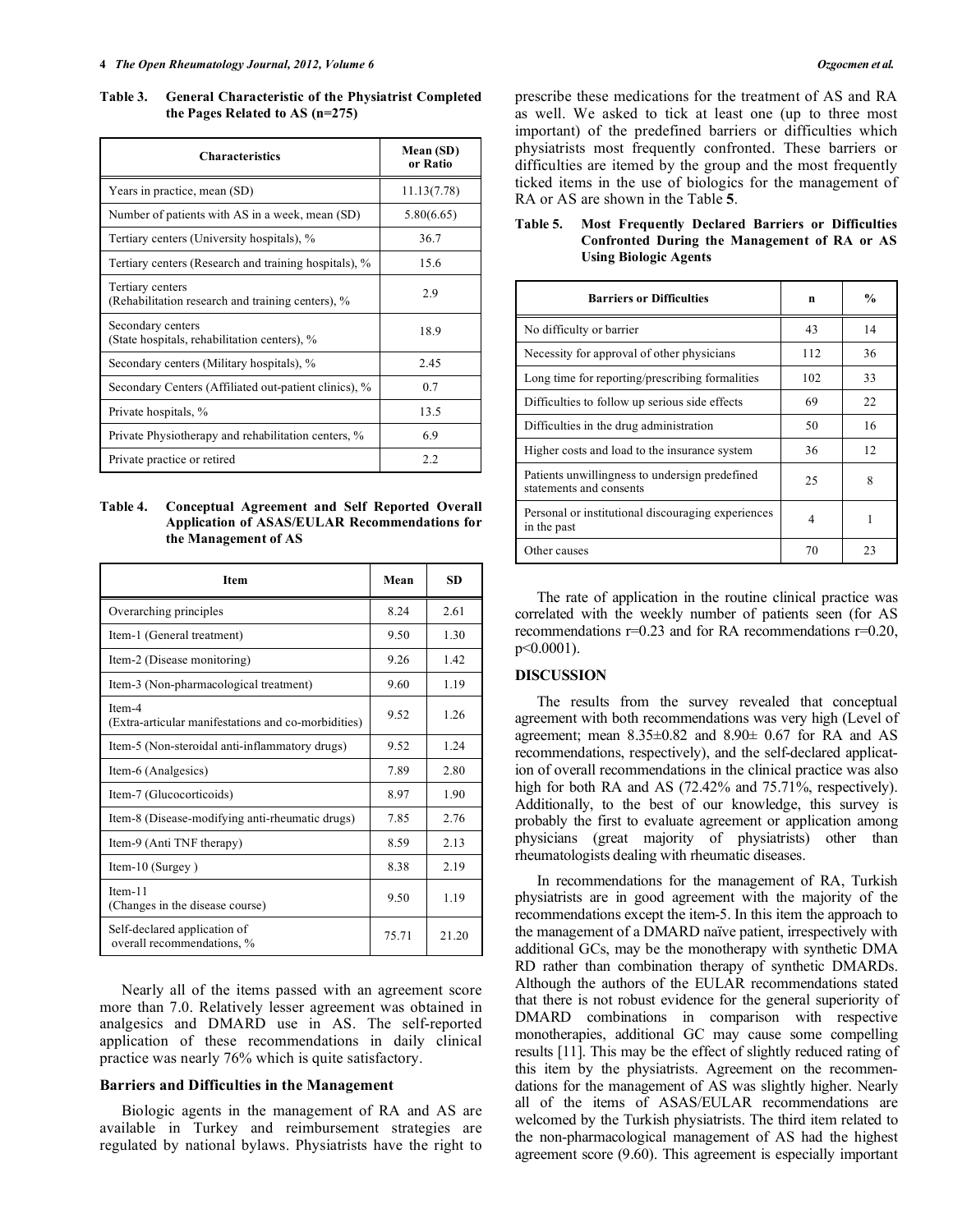**Table 3. General Characteristic of the Physiatrist Completed the Pages Related to AS (n=275)**

| Characteristics | Mean (SD) or Ratio |
| --- | --- |
| Years in practice, mean (SD) | 11.13(7.78) |
| Number of patients with AS in a week, mean (SD) | 5.80(6.65) |
| Tertiary centers (University hospitals), % | 36.7 |
| Tertiary centers (Research and training hospitals), % | 15.6 |
| Tertiary centers (Rehabilitation research and training centers), % | 2.9 |
| Secondary centers (State hospitals, rehabilitation centers), % | 18.9 |
| Secondary centers (Military hospitals), % | 2.45 |
| Secondary Centers (Affiliated out-patient clinics), % | 0.7 |
| Private hospitals, % | 13.5 |
| Private Physiotherapy and rehabilitation centers, % | 6.9 |
| Private practice or retired | 2.2 |

**Table 4. Conceptual Agreement and Self Reported Overall Application of ASAS/EULAR Recommendations for the Management of AS**

| Item | Mean | SD |
| --- | --- | --- |
| Overarching principles | 8.24 | 2.61 |
| Item-1 (General treatment) | 9.50 | 1.30 |
| Item-2 (Disease monitoring) | 9.26 | 1.42 |
| Item-3 (Non-pharmacological treatment) | 9.60 | 1.19 |
| Item-4 (Extra-articular manifestations and co-morbidities) | 9.52 | 1.26 |
| Item-5 (Non-steroidal anti-inflammatory drugs) | 9.52 | 1.24 |
| Item-6 (Analgesics) | 7.89 | 2.80 |
| Item-7 (Glucocorticoids) | 8.97 | 1.90 |
| Item-8 (Disease-modifying anti-rheumatic drugs) | 7.85 | 2.76 |
| Item-9 (Anti TNF therapy) | 8.59 | 2.13 |
| Item-10 (Surgey ) | 8.38 | 2.19 |
| Item-11 (Changes in the disease course) | 9.50 | 1.19 |
| Self-declared application of overall recommendations, % | 75.71 | 21.20 |

Nearly all of the items passed with an agreement score more than 7.0. Relatively lesser agreement was obtained in analgesics and DMARD use in AS. The self-reported application of these recommendations in daily clinical practice was nearly 76% which is quite satisfactory.

### Barriers and Difficulties in the Management

Biologic agents in the management of RA and AS are available in Turkey and reimbursement strategies are regulated by national bylaws. Physiatrists have the right to prescribe these medications for the treatment of AS and RA as well. We asked to tick at least one (up to three most important) of the predefined barriers or difficulties which physiatrists most frequently confronted. These barriers or difficulties are itemed by the group and the most frequently ticked items in the use of biologics for the management of RA or AS are shown in the Table **5**.

**Table 5. Most Frequently Declared Barriers or Difficulties Confronted During the Management of RA or AS Using Biologic Agents**

| Barriers or Difficulties | n | % |
| --- | --- | --- |
| No difficulty or barrier | 43 | 14 |
| Necessity for approval of other physicians | 112 | 36 |
| Long time for reporting/prescribing formalities | 102 | 33 |
| Difficulties to follow up serious side effects | 69 | 22 |
| Difficulties in the drug administration | 50 | 16 |
| Higher costs and load to the insurance system | 36 | 12 |
| Patients unwillingness to undersign predefined statements and consents | 25 | 8 |
| Personal or institutional discouraging experiences in the past | 4 | 1 |
| Other causes | 70 | 23 |

The rate of application in the routine clinical practice was correlated with the weekly number of patients seen (for AS recommendations $r=0.23$ and for RA recommendations $r=0.20$, $p<0.0001$).

## DISCUSSION

The results from the survey revealed that conceptual agreement with both recommendations was very high (Level of agreement; mean $8.35\pm0.82$ and $8.90\pm0.67$ for RA and AS recommendations, respectively), and the self-declared application of overall recommendations in the clinical practice was also high for both RA and AS (72.42% and 75.71%, respectively). Additionally, to the best of our knowledge, this survey is probably the first to evaluate agreement or application among physicians (great majority of physiatrists) other than rheumatologists dealing with rheumatic diseases.

In recommendations for the management of RA, Turkish physiatrists are in good agreement with the majority of the recommendations except the item-5. In this item the approach to the management of a DMARD naïve patient, irrespectively with additional GCs, may be the monotherapy with synthetic DMA RD rather than combination therapy of synthetic DMARDs. Although the authors of the EULAR recommendations stated that there is not robust evidence for the general superiority of DMARD combinations in comparison with respective monotherapies, additional GC may cause some compelling results [11]. This may be the effect of slightly reduced rating of this item by the physiatrists. Agreement on the recommendations for the management of AS was slightly higher. Nearly all of the items of ASAS/EULAR recommendations are welcomed by the Turkish physiatrists. The third item related to the non-pharmacological management of AS had the highest agreement score (9.60). This agreement is especially important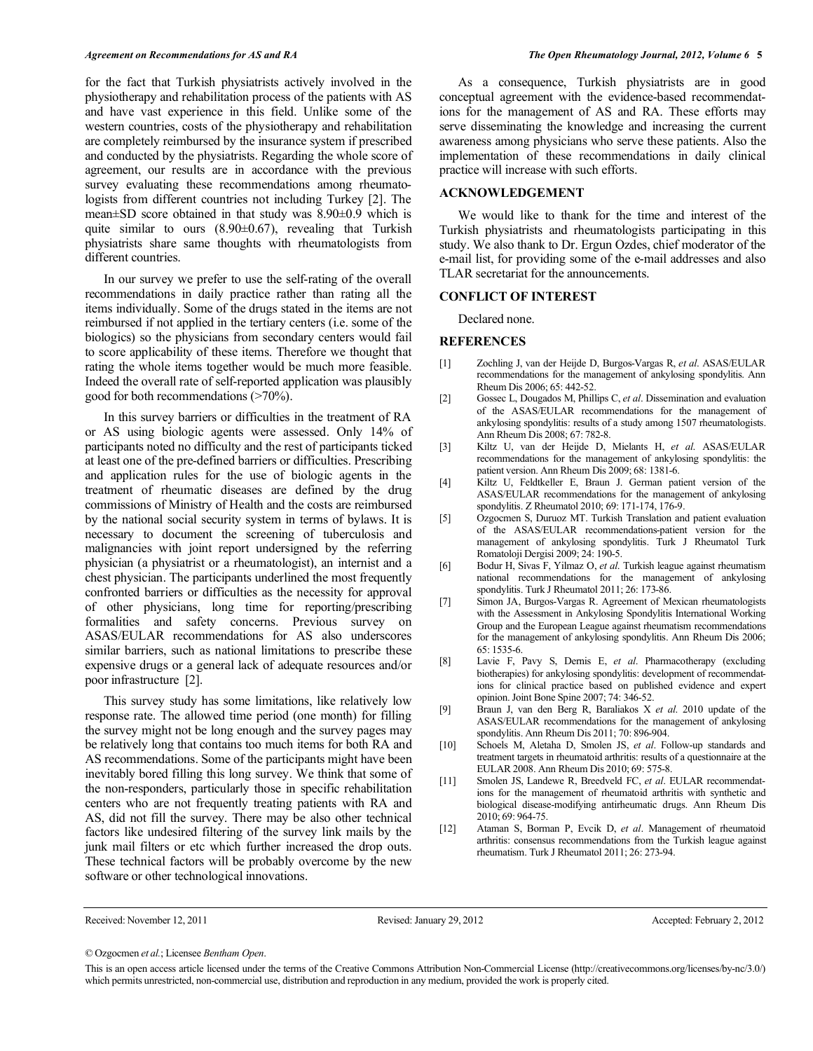for the fact that Turkish physiatrists actively involved in the physiotherapy and rehabilitation process of the patients with AS and have vast experience in this field. Unlike some of the western countries, costs of the physiotherapy and rehabilitation are completely reimbursed by the insurance system if prescribed and conducted by the physiatrists. Regarding the whole score of agreement, our results are in accordance with the previous survey evaluating these recommendations among rheumatologists from different countries not including Turkey [2]. The mean±SD score obtained in that study was 8.90±0.9 which is quite similar to ours (8.90±0.67), revealing that Turkish physiatrists share same thoughts with rheumatologists from different countries.

In our survey we prefer to use the self-rating of the overall recommendations in daily practice rather than rating all the items individually. Some of the drugs stated in the items are not reimbursed if not applied in the tertiary centers (i.e. some of the biologics) so the physicians from secondary centers would fail to score applicability of these items. Therefore we thought that rating the whole items together would be much more feasible. Indeed the overall rate of self-reported application was plausibly good for both recommendations (>70%).

In this survey barriers or difficulties in the treatment of RA or AS using biologic agents were assessed. Only 14% of participants noted no difficulty and the rest of participants ticked at least one of the pre-defined barriers or difficulties. Prescribing and application rules for the use of biologic agents in the treatment of rheumatic diseases are defined by the drug commissions of Ministry of Health and the costs are reimbursed by the national social security system in terms of bylaws. It is necessary to document the screening of tuberculosis and malignancies with joint report undersigned by the referring physician (a physiatrist or a rheumatologist), an internist and a chest physician. The participants underlined the most frequently confronted barriers or difficulties as the necessity for approval of other physicians, long time for reporting/prescribing formalities and safety concerns. Previous survey on ASAS/EULAR recommendations for AS also underscores similar barriers, such as national limitations to prescribe these expensive drugs or a general lack of adequate resources and/or poor infrastructure [2].

This survey study has some limitations, like relatively low response rate. The allowed time period (one month) for filling the survey might not be long enough and the survey pages may be relatively long that contains too much items for both RA and AS recommendations. Some of the participants might have been inevitably bored filling this long survey. We think that some of the non-responders, particularly those in specific rehabilitation centers who are not frequently treating patients with RA and AS, did not fill the survey. There may be also other technical factors like undesired filtering of the survey link mails by the junk mail filters or etc which further increased the drop outs. These technical factors will be probably overcome by the new software or other technological innovations.

As a consequence, Turkish physiatrists are in good conceptual agreement with the evidence-based recommendations for the management of AS and RA. These efforts may serve disseminating the knowledge and increasing the current awareness among physicians who serve these patients. Also the implementation of these recommendations in daily clinical practice will increase with such efforts.

## ACKNOWLEDGEMENT

We would like to thank for the time and interest of the Turkish physiatrists and rheumatologists participating in this study. We also thank to Dr. Ergun Ozdes, chief moderator of the e-mail list, for providing some of the e-mail addresses and also TLAR secretariat for the announcements.

## CONFLICT OF INTEREST

Declared none.

## REFERENCES

[1] Zochling J, van der Heijde D, Burgos-Vargas R, *et al*. ASAS/EULAR recommendations for the management of ankylosing spondylitis. Ann Rheum Dis 2006; 65: 442-52.

[2] Gossec L, Dougados M, Phillips C, *et al*. Dissemination and evaluation of the ASAS/EULAR recommendations for the management of ankylosing spondylitis: results of a study among 1507 rheumatologists. Ann Rheum Dis 2008; 67: 782-8.

[3] Kiltz U, van der Heijde D, Mielants H, *et al*. ASAS/EULAR recommendations for the management of ankylosing spondylitis: the patient version. Ann Rheum Dis 2009; 68: 1381-6.

[4] Kiltz U, Feldtkeller E, Braun J. German patient version of the ASAS/EULAR recommendations for the management of ankylosing spondylitis. Z Rheumatol 2010; 69: 171-174, 176-9.

[5] Ozgocmen S, Duruoz MT. Turkish Translation and patient evaluation of the ASAS/EULAR recommendations-patient version for the management of ankylosing spondylitis. Turk J Rheumatol Turk Romatoloji Dergisi 2009; 24: 190-5.

[6] Bodur H, Sivas F, Yilmaz O, *et al*. Turkish league against rheumatism national recommendations for the management of ankylosing spondylitis. Turk J Rheumatol 2011; 26: 173-86.

[7] Simon JA, Burgos-Vargas R. Agreement of Mexican rheumatologists with the Assessment in Ankylosing Spondylitis International Working Group and the European League against rheumatism recommendations for the management of ankylosing spondylitis. Ann Rheum Dis 2006; 65: 1535-6.

[8] Lavie F, Pavy S, Dernis E, *et al*. Pharmacotherapy (excluding biotherapies) for ankylosing spondylitis: development of recommendations for clinical practice based on published evidence and expert opinion. Joint Bone Spine 2007; 74: 346-52.

[9] Braun J, van den Berg R, Baraliakos X *et al*. 2010 update of the ASAS/EULAR recommendations for the management of ankylosing spondylitis. Ann Rheum Dis 2011; 70: 896-904.

[10] Schoels M, Aletaha D, Smolen JS, *et al*. Follow-up standards and treatment targets in rheumatoid arthritis: results of a questionnaire at the EULAR 2008. Ann Rheum Dis 2010; 69: 575-8.

[11] Smolen JS, Landewe R, Breedveld FC, *et al*. EULAR recommendations for the management of rheumatoid arthritis with synthetic and biological disease-modifying antirheumatic drugs. Ann Rheum Dis 2010; 69: 964-75.

[12] Ataman S, Borman P, Evcik D, *et al*. Management of rheumatoid arthritis: consensus recommendations from the Turkish league against rheumatism. Turk J Rheumatol 2011; 26: 273-94.

Received: November 12, 2011 Revised: January 29, 2012 Accepted: February 2, 2012

© Ozgocmen *et al*.; Licensee *Bentham Open*.

This is an open access article licensed under the terms of the Creative Commons Attribution Non-Commercial License (http://creativecommons.org/licenses/by-nc/3.0/) which permits unrestricted, non-commercial use, distribution and reproduction in any medium, provided the work is properly cited.